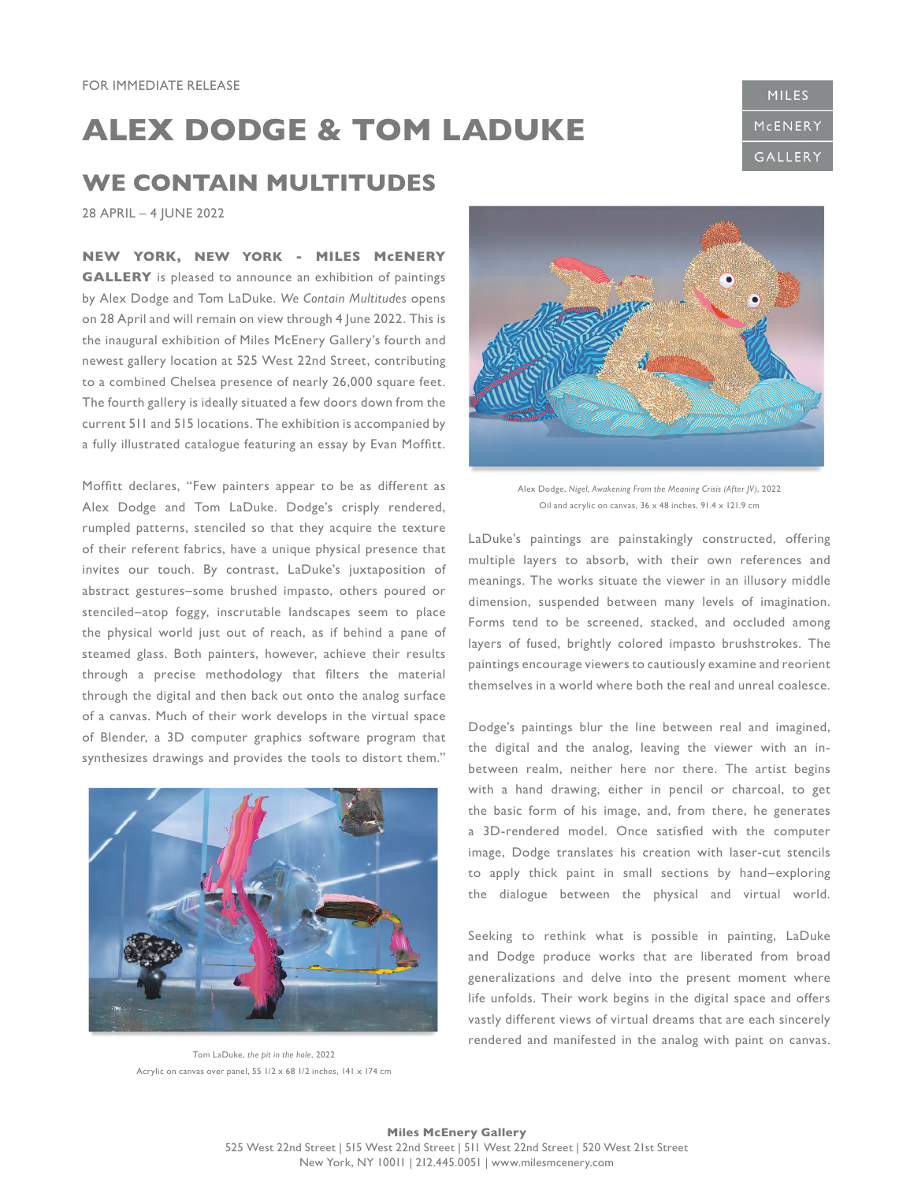FOR IMMEDIATE RELEASE

# ALEX DODGE & TOM LADUKE

## WE CONTAIN MULTITUDES

28 APRIL – 4 JUNE 2022

**NEW YORK, NEW YORK - MILES McENERY GALLERY** is pleased to announce an exhibition of paintings by Alex Dodge and Tom LaDuke. *We Contain Multitudes* opens on 28 April and will remain on view through 4 June 2022. This is the inaugural exhibition of Miles McEnery Gallery's fourth and newest gallery location at 525 West 22nd Street, contributing to a combined Chelsea presence of nearly 26,000 square feet. The fourth gallery is ideally situated a few doors down from the current 511 and 515 locations. The exhibition is accompanied by a fully illustrated catalogue featuring an essay by Evan Moffitt.

Moffitt declares, "Few painters appear to be as different as Alex Dodge and Tom LaDuke. Dodge's crisply rendered, rumpled patterns, stenciled so that they acquire the texture of their referent fabrics, have a unique physical presence that invites our touch. By contrast, LaDuke's juxtaposition of abstract gestures–some brushed impasto, others poured or stenciled–atop foggy, inscrutable landscapes seem to place the physical world just out of reach, as if behind a pane of steamed glass. Both painters, however, achieve their results through a precise methodology that filters the material through the digital and then back out onto the analog surface of a canvas. Much of their work develops in the virtual space of Blender, a 3D computer graphics software program that synthesizes drawings and provides the tools to distort them."

Tom LaDuke, *the pit in the hole*, 2022
Acrylic on canvas over panel, 55 1/2 x 68 1/2 inches, 141 x 174 cm

Alex Dodge, *Nigel, Awakening From the Meaning Crisis (After JV)*, 2022
Oil and acrylic on canvas, 36 x 48 inches, 91.4 x 121.9 cm

LaDuke's paintings are painstakingly constructed, offering multiple layers to absorb, with their own references and meanings. The works situate the viewer in an illusory middle dimension, suspended between many levels of imagination. Forms tend to be screened, stacked, and occluded among layers of fused, brightly colored impasto brushstrokes. The paintings encourage viewers to cautiously examine and reorient themselves in a world where both the real and unreal coalesce.

Dodge's paintings blur the line between real and imagined, the digital and the analog, leaving the viewer with an in-between realm, neither here nor there. The artist begins with a hand drawing, either in pencil or charcoal, to get the basic form of his image, and, from there, he generates a 3D-rendered model. Once satisfied with the computer image, Dodge translates his creation with laser-cut stencils to apply thick paint in small sections by hand–exploring the dialogue between the physical and virtual world.

Seeking to rethink what is possible in painting, LaDuke and Dodge produce works that are liberated from broad generalizations and delve into the present moment where life unfolds. Their work begins in the digital space and offers vastly different views of virtual dreams that are each sincerely rendered and manifested in the analog with paint on canvas.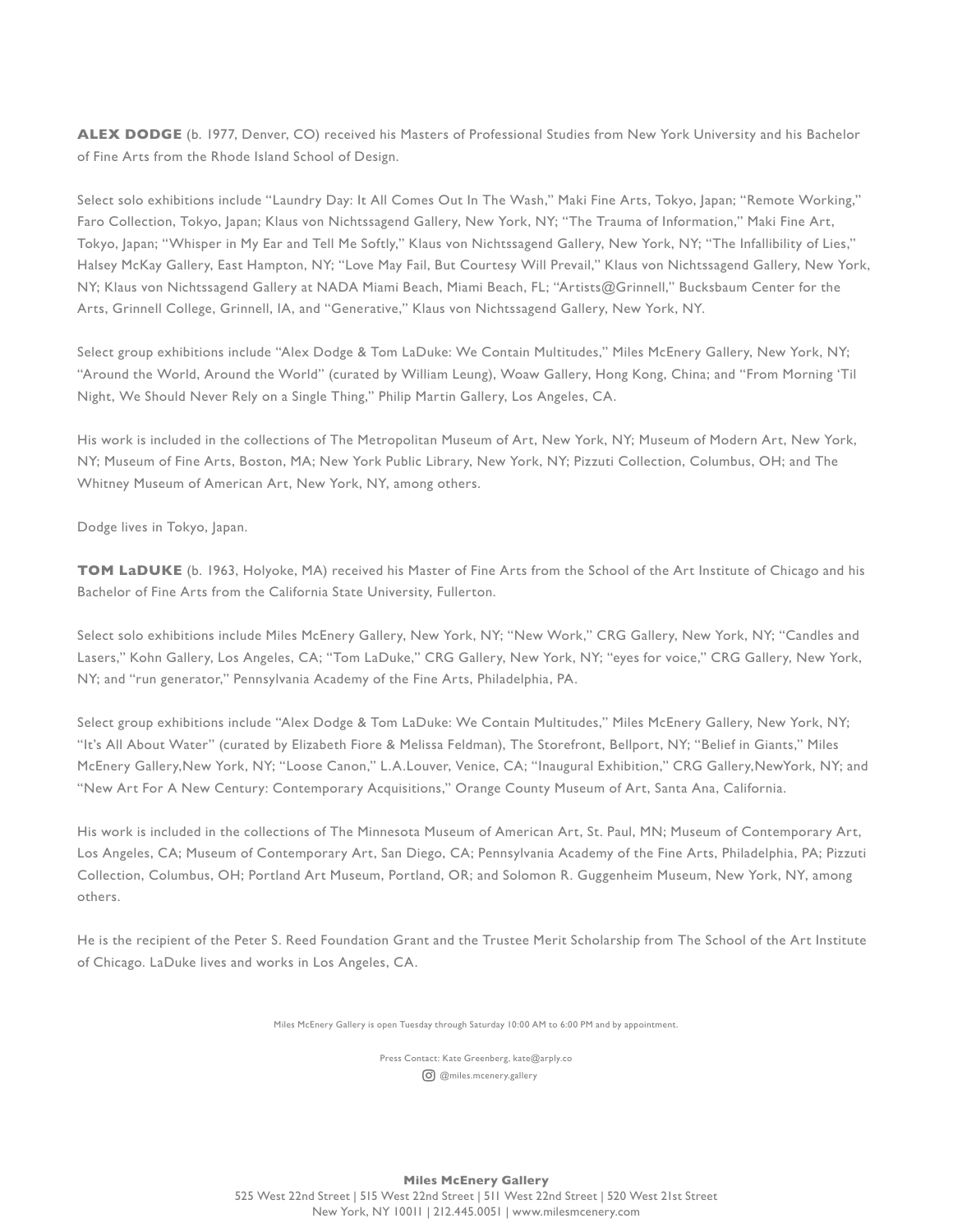**ALEX DODGE** (b. 1977, Denver, CO) received his Masters of Professional Studies from New York University and his Bachelor of Fine Arts from the Rhode Island School of Design.

Select solo exhibitions include "Laundry Day: It All Comes Out In The Wash," Maki Fine Arts, Tokyo, Japan; "Remote Working," Faro Collection, Tokyo, Japan; Klaus von Nichtssagend Gallery, New York, NY; "The Trauma of Information," Maki Fine Art, Tokyo, Japan; "Whisper in My Ear and Tell Me Softly," Klaus von Nichtssagend Gallery, New York, NY; "The Infallibility of Lies," Halsey McKay Gallery, East Hampton, NY; "Love May Fail, But Courtesy Will Prevail," Klaus von Nichtssagend Gallery, New York, NY; Klaus von Nichtssagend Gallery at NADA Miami Beach, Miami Beach, FL; "Artists@Grinnell," Bucksbaum Center for the Arts, Grinnell College, Grinnell, IA, and "Generative," Klaus von Nichtssagend Gallery, New York, NY.

Select group exhibitions include "Alex Dodge & Tom LaDuke: We Contain Multitudes," Miles McEnery Gallery, New York, NY; "Around the World, Around the World" (curated by William Leung), Woaw Gallery, Hong Kong, China; and "From Morning 'Til Night, We Should Never Rely on a Single Thing," Philip Martin Gallery, Los Angeles, CA.

His work is included in the collections of The Metropolitan Museum of Art, New York, NY; Museum of Modern Art, New York, NY; Museum of Fine Arts, Boston, MA; New York Public Library, New York, NY; Pizzuti Collection, Columbus, OH; and The Whitney Museum of American Art, New York, NY, among others.

Dodge lives in Tokyo, Japan.

**TOM LaDUKE** (b. 1963, Holyoke, MA) received his Master of Fine Arts from the School of the Art Institute of Chicago and his Bachelor of Fine Arts from the California State University, Fullerton.

Select solo exhibitions include Miles McEnery Gallery, New York, NY; "New Work," CRG Gallery, New York, NY; "Candles and Lasers," Kohn Gallery, Los Angeles, CA; "Tom LaDuke," CRG Gallery, New York, NY; "eyes for voice," CRG Gallery, New York, NY; and "run generator," Pennsylvania Academy of the Fine Arts, Philadelphia, PA.

Select group exhibitions include "Alex Dodge & Tom LaDuke: We Contain Multitudes," Miles McEnery Gallery, New York, NY; "It's All About Water" (curated by Elizabeth Fiore & Melissa Feldman), The Storefront, Bellport, NY; "Belief in Giants," Miles McEnery Gallery,New York, NY; "Loose Canon," L.A.Louver, Venice, CA; "Inaugural Exhibition," CRG Gallery,NewYork, NY; and "New Art For A New Century: Contemporary Acquisitions," Orange County Museum of Art, Santa Ana, California.

His work is included in the collections of The Minnesota Museum of American Art, St. Paul, MN; Museum of Contemporary Art, Los Angeles, CA; Museum of Contemporary Art, San Diego, CA; Pennsylvania Academy of the Fine Arts, Philadelphia, PA; Pizzuti Collection, Columbus, OH; Portland Art Museum, Portland, OR; and Solomon R. Guggenheim Museum, New York, NY, among others.

He is the recipient of the Peter S. Reed Foundation Grant and the Trustee Merit Scholarship from The School of the Art Institute of Chicago. LaDuke lives and works in Los Angeles, CA.

Miles McEnery Gallery is open Tuesday through Saturday 10:00 AM to 6:00 PM and by appointment.

Press Contact: Kate Greenberg, kate@arply.co

@miles.mcenery.gallery

**Miles McEnery Gallery**
525 West 22nd Street | 515 West 22nd Street | 511 West 22nd Street | 520 West 21st Street
New York, NY 10011 | 212.445.0051 | www.milesmcenery.com